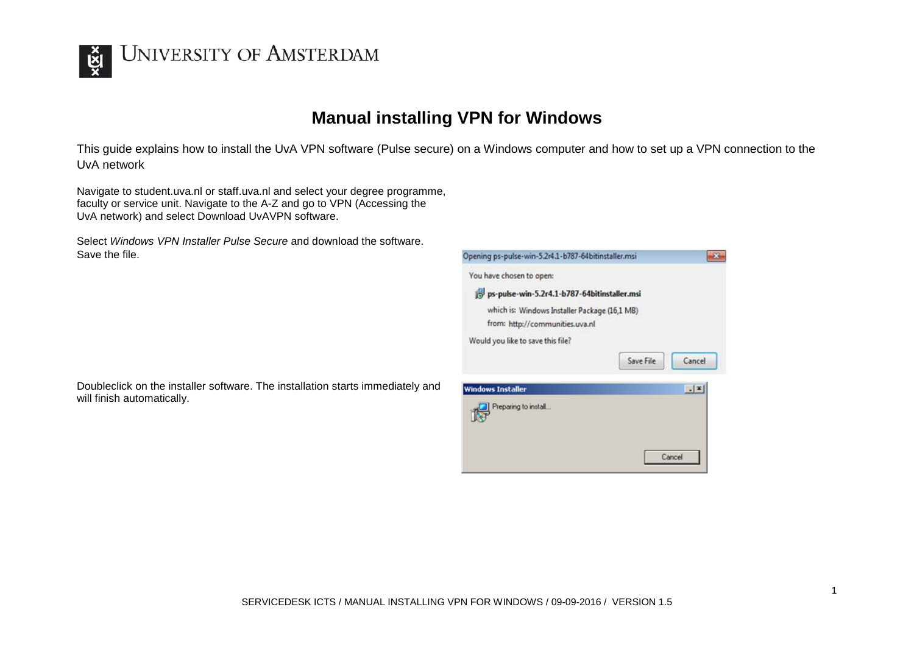# Manual installing VPN for Windows

This guide explains how to install the UvA VPN software (Pulse secure) on a Windows computer and how to set up a VPN connection to the UvA network

Navigate to student.uva.nl or staff.uva.nl and select your degree programme, faculty or service unit. Navigate to the A-Z and go to VPN (Accessing the UvA network) and select Download UvAVPN software.

Select *Windows VPN Installer Pulse Secure* and download the software. Save the file.

Doubleclick on the installer software. The installation starts immediately and will finish automatically.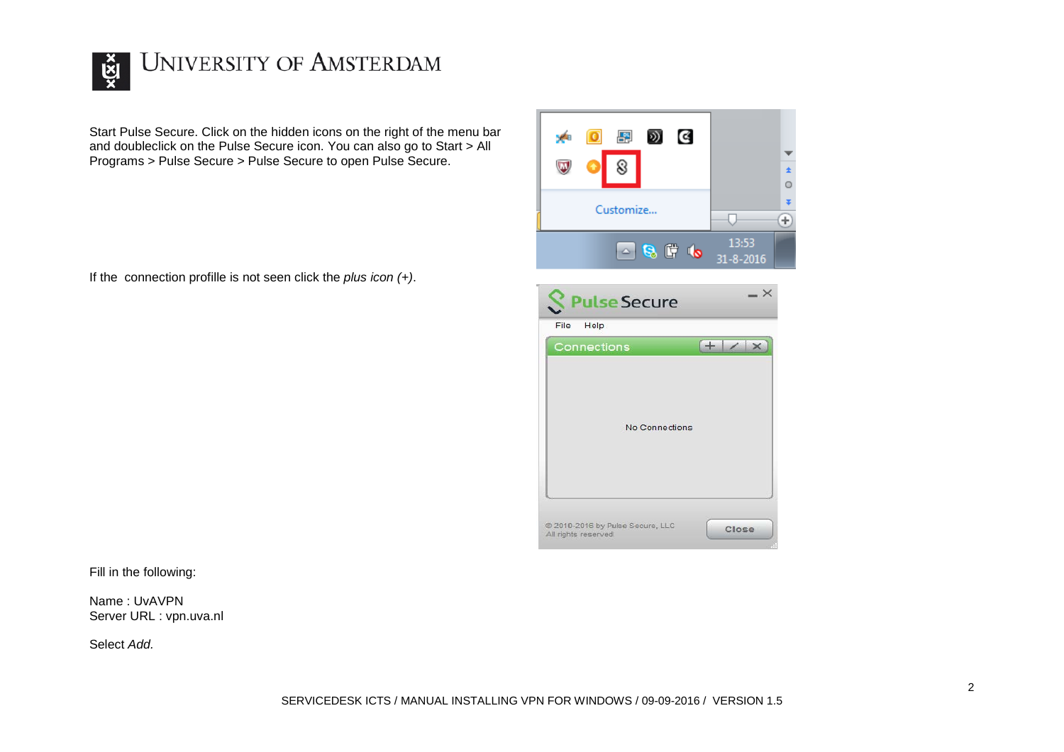Start Pulse Secure. Click on the hidden icons on the right of the menu bar and doubleclick on the Pulse Secure icon. You can also go to Start > All Programs > Pulse Secure > Pulse Secure to open Pulse Secure.

If the connection profille is not seen click the *plus icon (+)*.

Fill in the following:

Name : UvAVPN
Server URL : vpn.uva.nl

Select *Add.*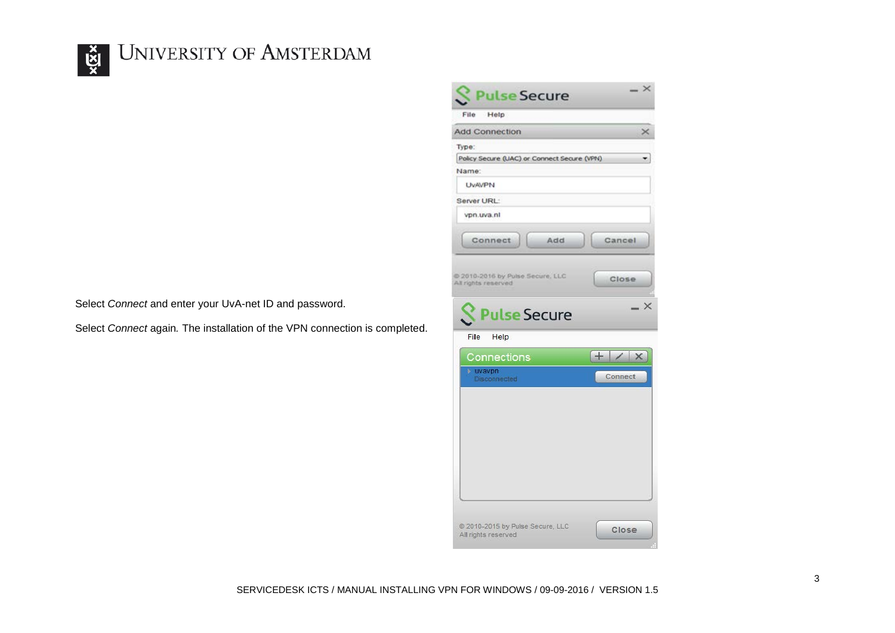Select *Connect* and enter your UvA-net ID and password.

Select *Connect* again*.* The installation of the VPN connection is completed.